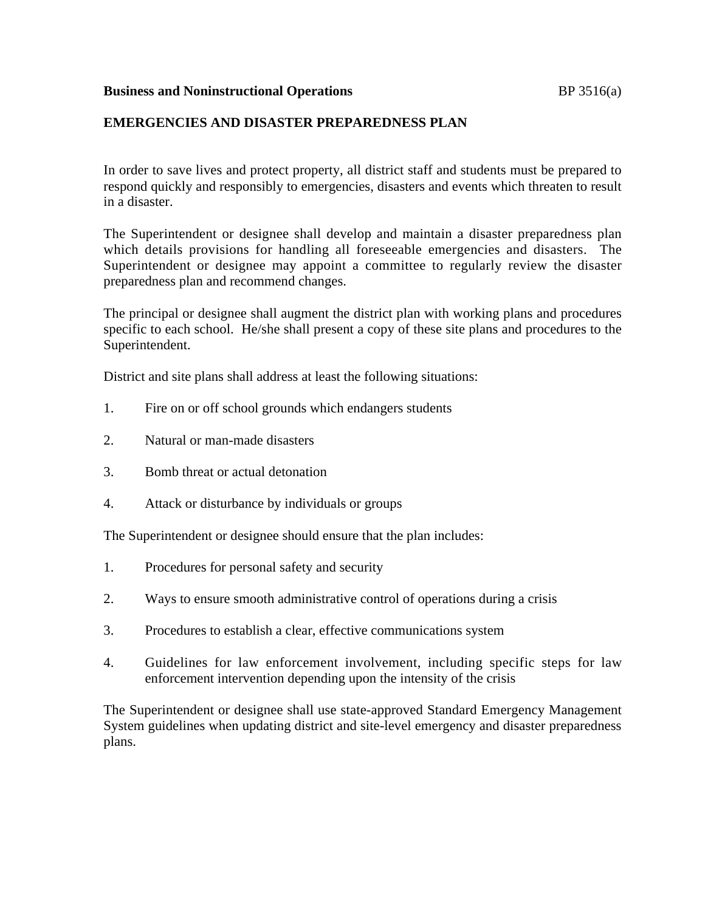**Business and Noninstructional Operations** BP 3516(a)

## EMERGENCIES AND DISASTER PREPAREDNESS PLAN

In order to save lives and protect property, all district staff and students must be prepared to respond quickly and responsibly to emergencies, disasters and events which threaten to result in a disaster.

The Superintendent or designee shall develop and maintain a disaster preparedness plan which details provisions for handling all foreseeable emergencies and disasters. The Superintendent or designee may appoint a committee to regularly review the disaster preparedness plan and recommend changes.

The principal or designee shall augment the district plan with working plans and procedures specific to each school. He/she shall present a copy of these site plans and procedures to the Superintendent.

District and site plans shall address at least the following situations:

1. Fire on or off school grounds which endangers students

2. Natural or man-made disasters

3. Bomb threat or actual detonation

4. Attack or disturbance by individuals or groups

The Superintendent or designee should ensure that the plan includes:

1. Procedures for personal safety and security

2. Ways to ensure smooth administrative control of operations during a crisis

3. Procedures to establish a clear, effective communications system

4. Guidelines for law enforcement involvement, including specific steps for law enforcement intervention depending upon the intensity of the crisis

The Superintendent or designee shall use state-approved Standard Emergency Management System guidelines when updating district and site-level emergency and disaster preparedness plans.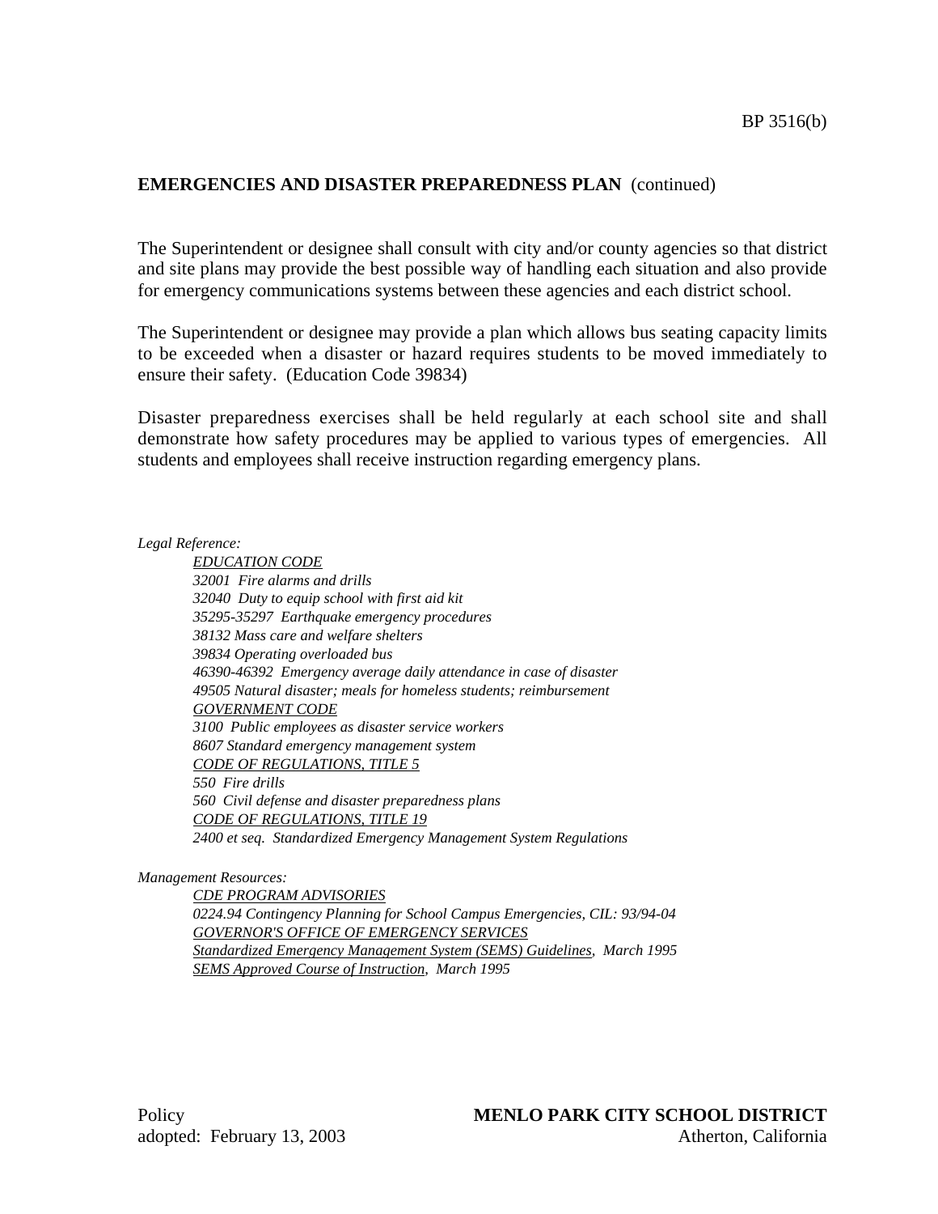**EMERGENCIES AND DISASTER PREPAREDNESS PLAN** (continued)

The Superintendent or designee shall consult with city and/or county agencies so that district and site plans may provide the best possible way of handling each situation and also provide for emergency communications systems between these agencies and each district school.

The Superintendent or designee may provide a plan which allows bus seating capacity limits to be exceeded when a disaster or hazard requires students to be moved immediately to ensure their safety. (Education Code 39834)

Disaster preparedness exercises shall be held regularly at each school site and shall demonstrate how safety procedures may be applied to various types of emergencies. All students and employees shall receive instruction regarding emergency plans.

*Legal Reference:*

*EDUCATION CODE*
*32001 Fire alarms and drills*
*32040 Duty to equip school with first aid kit*
*35295-35297 Earthquake emergency procedures*
*38132 Mass care and welfare shelters*
*39834 Operating overloaded bus*
*46390-46392 Emergency average daily attendance in case of disaster*
*49505 Natural disaster; meals for homeless students; reimbursement*
*GOVERNMENT CODE*
*3100 Public employees as disaster service workers*
*8607 Standard emergency management system*
*CODE OF REGULATIONS, TITLE 5*
*550 Fire drills*
*560 Civil defense and disaster preparedness plans*
*CODE OF REGULATIONS, TITLE 19*
*2400 et seq. Standardized Emergency Management System Regulations*

*Management Resources:*

*CDE PROGRAM ADVISORIES*
*0224.94 Contingency Planning for School Campus Emergencies, CIL: 93/94-04*
*GOVERNOR'S OFFICE OF EMERGENCY SERVICES*
*Standardized Emergency Management System (SEMS) Guidelines, March 1995*
*SEMS Approved Course of Instruction, March 1995*

Policy
adopted: February 13, 2003

**MENLO PARK CITY SCHOOL DISTRICT**
Atherton, California